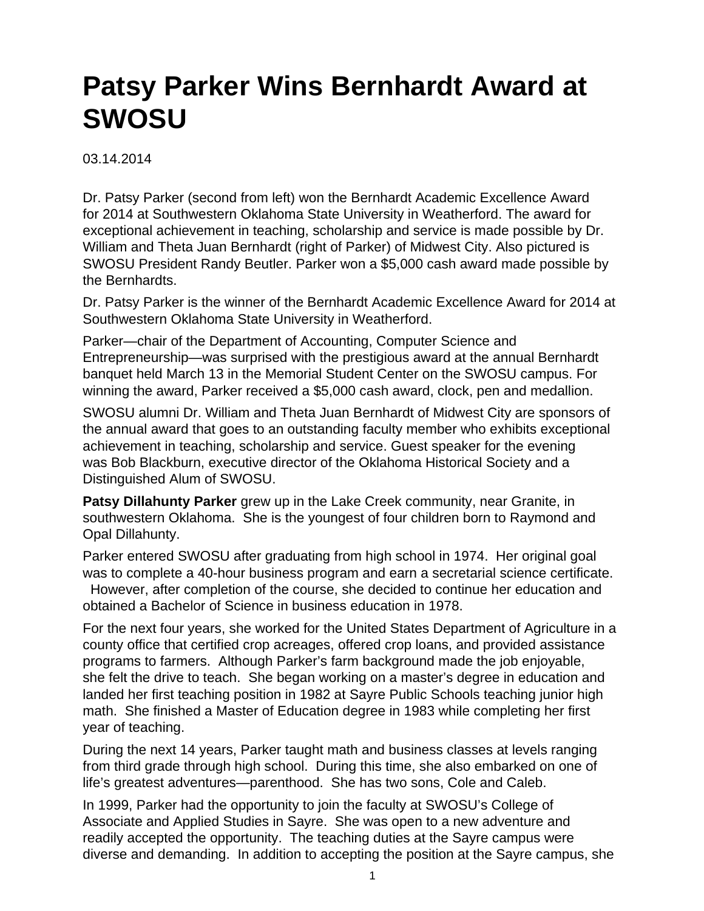# Patsy Parker Wins Bernhardt Award at SWOSU

03.14.2014

Dr. Patsy Parker (second from left) won the Bernhardt Academic Excellence Award for 2014 at Southwestern Oklahoma State University in Weatherford. The award for exceptional achievement in teaching, scholarship and service is made possible by Dr. William and Theta Juan Bernhardt (right of Parker) of Midwest City. Also pictured is SWOSU President Randy Beutler. Parker won a $5,000 cash award made possible by the Bernhardts.

Dr. Patsy Parker is the winner of the Bernhardt Academic Excellence Award for 2014 at Southwestern Oklahoma State University in Weatherford.

Parker—chair of the Department of Accounting, Computer Science and Entrepreneurship—was surprised with the prestigious award at the annual Bernhardt banquet held March 13 in the Memorial Student Center on the SWOSU campus. For winning the award, Parker received a $5,000 cash award, clock, pen and medallion.

SWOSU alumni Dr. William and Theta Juan Bernhardt of Midwest City are sponsors of the annual award that goes to an outstanding faculty member who exhibits exceptional achievement in teaching, scholarship and service. Guest speaker for the evening was Bob Blackburn, executive director of the Oklahoma Historical Society and a Distinguished Alum of SWOSU.

**Patsy Dillahunty Parker** grew up in the Lake Creek community, near Granite, in southwestern Oklahoma. She is the youngest of four children born to Raymond and Opal Dillahunty.

Parker entered SWOSU after graduating from high school in 1974. Her original goal was to complete a 40-hour business program and earn a secretarial science certificate. However, after completion of the course, she decided to continue her education and obtained a Bachelor of Science in business education in 1978.

For the next four years, she worked for the United States Department of Agriculture in a county office that certified crop acreages, offered crop loans, and provided assistance programs to farmers. Although Parker's farm background made the job enjoyable, she felt the drive to teach. She began working on a master's degree in education and landed her first teaching position in 1982 at Sayre Public Schools teaching junior high math. She finished a Master of Education degree in 1983 while completing her first year of teaching.

During the next 14 years, Parker taught math and business classes at levels ranging from third grade through high school. During this time, she also embarked on one of life's greatest adventures—parenthood. She has two sons, Cole and Caleb.

In 1999, Parker had the opportunity to join the faculty at SWOSU's College of Associate and Applied Studies in Sayre. She was open to a new adventure and readily accepted the opportunity. The teaching duties at the Sayre campus were diverse and demanding. In addition to accepting the position at the Sayre campus, she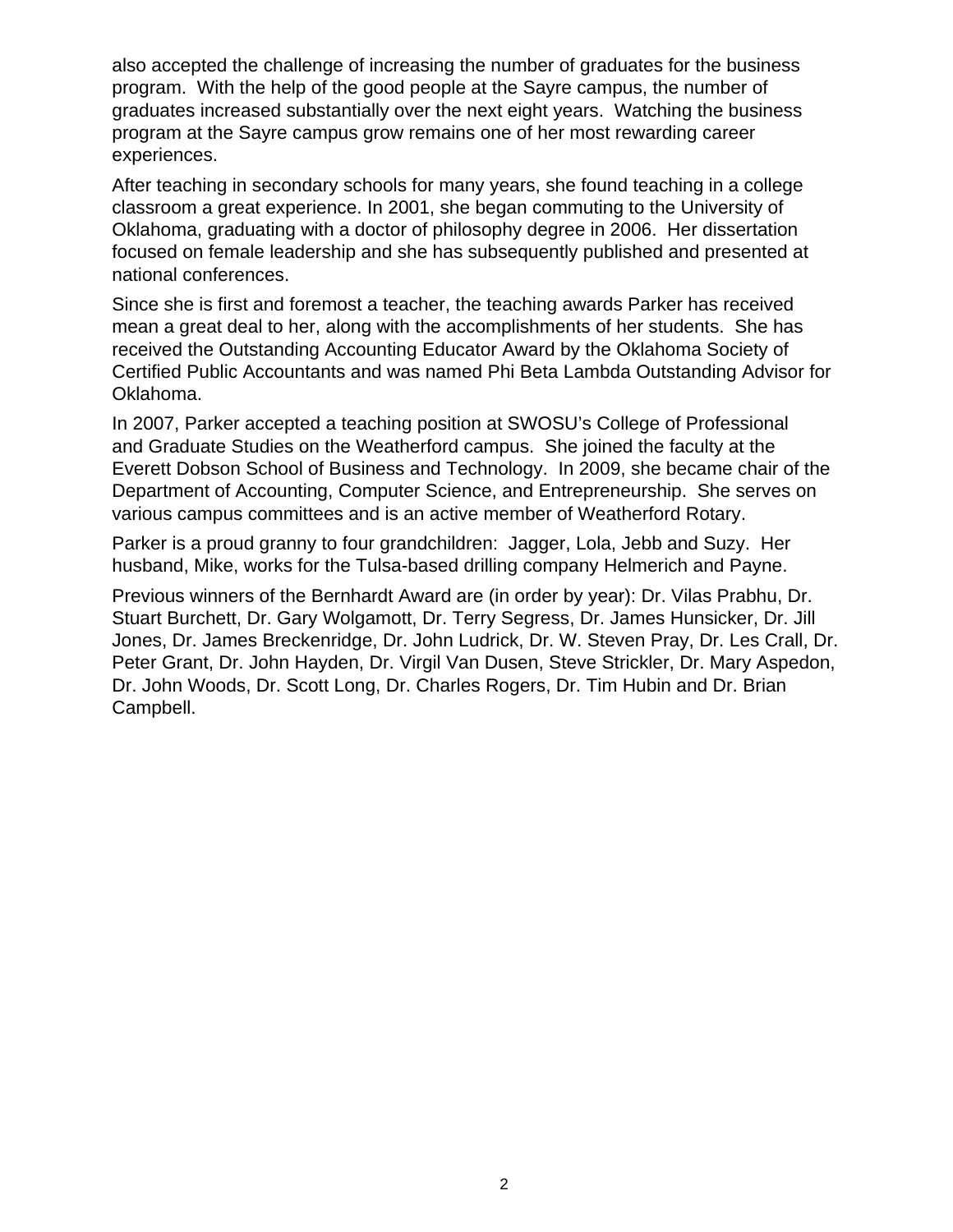also accepted the challenge of increasing the number of graduates for the business program. With the help of the good people at the Sayre campus, the number of graduates increased substantially over the next eight years. Watching the business program at the Sayre campus grow remains one of her most rewarding career experiences.

After teaching in secondary schools for many years, she found teaching in a college classroom a great experience. In 2001, she began commuting to the University of Oklahoma, graduating with a doctor of philosophy degree in 2006. Her dissertation focused on female leadership and she has subsequently published and presented at national conferences.

Since she is first and foremost a teacher, the teaching awards Parker has received mean a great deal to her, along with the accomplishments of her students. She has received the Outstanding Accounting Educator Award by the Oklahoma Society of Certified Public Accountants and was named Phi Beta Lambda Outstanding Advisor for Oklahoma.

In 2007, Parker accepted a teaching position at SWOSU's College of Professional and Graduate Studies on the Weatherford campus. She joined the faculty at the Everett Dobson School of Business and Technology. In 2009, she became chair of the Department of Accounting, Computer Science, and Entrepreneurship. She serves on various campus committees and is an active member of Weatherford Rotary.

Parker is a proud granny to four grandchildren: Jagger, Lola, Jebb and Suzy. Her husband, Mike, works for the Tulsa-based drilling company Helmerich and Payne.

Previous winners of the Bernhardt Award are (in order by year): Dr. Vilas Prabhu, Dr. Stuart Burchett, Dr. Gary Wolgamott, Dr. Terry Segress, Dr. James Hunsicker, Dr. Jill Jones, Dr. James Breckenridge, Dr. John Ludrick, Dr. W. Steven Pray, Dr. Les Crall, Dr. Peter Grant, Dr. John Hayden, Dr. Virgil Van Dusen, Steve Strickler, Dr. Mary Aspedon, Dr. John Woods, Dr. Scott Long, Dr. Charles Rogers, Dr. Tim Hubin and Dr. Brian Campbell.